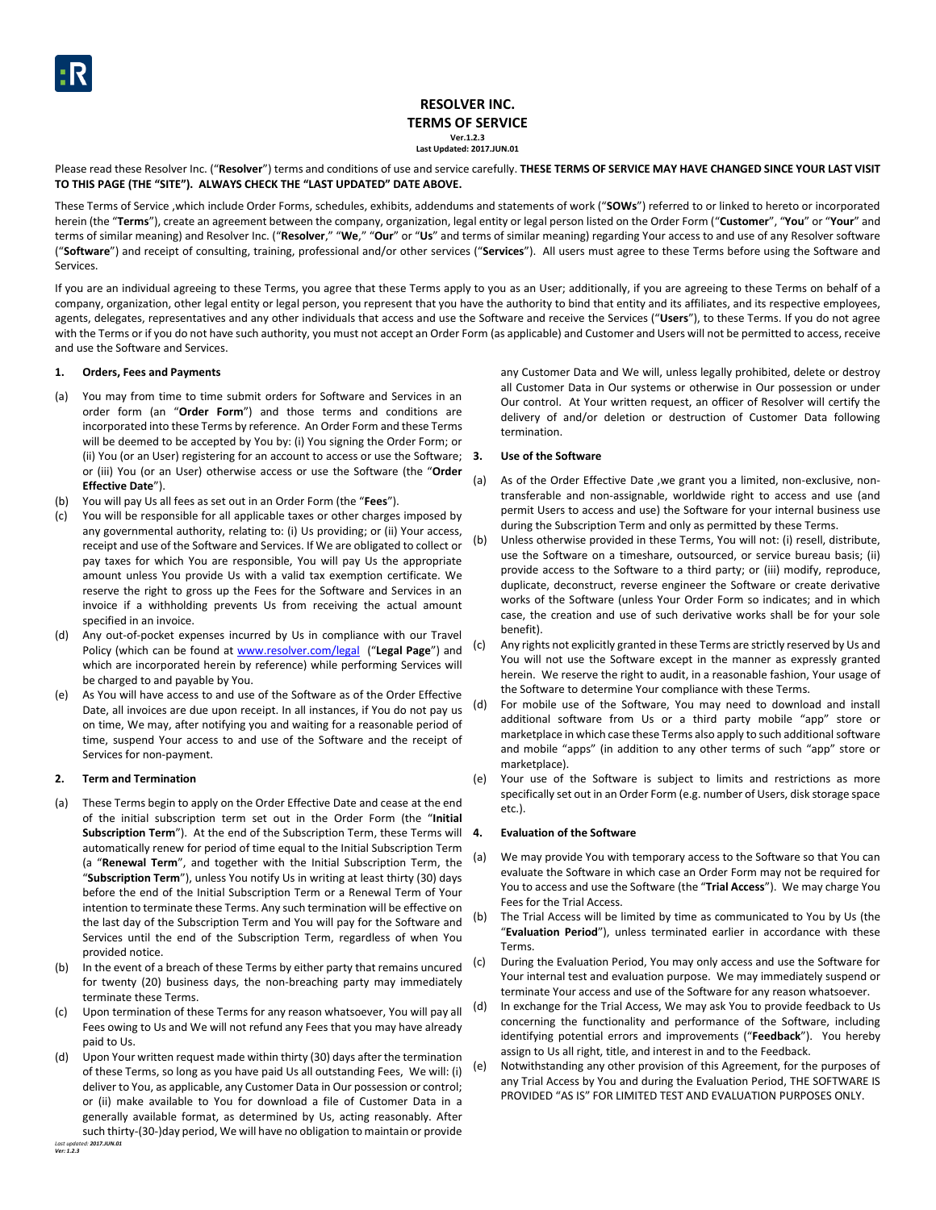# RESOLVER INC.
## TERMS OF SERVICE

**Ver.1.2.3**
**Last Updated: 2017.JUN.01**

Please read these Resolver Inc. ("**Resolver**") terms and conditions of use and service carefully. **THESE TERMS OF SERVICE MAY HAVE CHANGED SINCE YOUR LAST VISIT TO THIS PAGE (THE "SITE"). ALWAYS CHECK THE "LAST UPDATED" DATE ABOVE.**

These Terms of Service ,which include Order Forms, schedules, exhibits, addendums and statements of work ("**SOWs**") referred to or linked to hereto or incorporated herein (the "**Terms**"), create an agreement between the company, organization, legal entity or legal person listed on the Order Form ("**Customer**", "**You**" or "**Your**" and terms of similar meaning) and Resolver Inc. ("**Resolver**," "**We**," "**Our**" or "**Us**" and terms of similar meaning) regarding Your access to and use of any Resolver software ("**Software**") and receipt of consulting, training, professional and/or other services ("**Services**"). All users must agree to these Terms before using the Software and Services.

If you are an individual agreeing to these Terms, you agree that these Terms apply to you as an User; additionally, if you are agreeing to these Terms on behalf of a company, organization, other legal entity or legal person, you represent that you have the authority to bind that entity and its affiliates, and its respective employees, agents, delegates, representatives and any other individuals that access and use the Software and receive the Services ("**Users**"), to these Terms. If you do not agree with the Terms or if you do not have such authority, you must not accept an Order Form (as applicable) and Customer and Users will not be permitted to access, receive and use the Software and Services.

### 1. Orders, Fees and Payments

(a) You may from time to time submit orders for Software and Services in an order form (an "**Order Form**") and those terms and conditions are incorporated into these Terms by reference. An Order Form and these Terms will be deemed to be accepted by You by: (i) You signing the Order Form; or (ii) You (or an User) registering for an account to access or use the Software; or (iii) You (or an User) otherwise access or use the Software (the "**Order Effective Date**").

(b) You will pay Us all fees as set out in an Order Form (the "**Fees**").

(c) You will be responsible for all applicable taxes or other charges imposed by any governmental authority, relating to: (i) Us providing; or (ii) Your access, receipt and use of the Software and Services. If We are obligated to collect or pay taxes for which You are responsible, You will pay Us the appropriate amount unless You provide Us with a valid tax exemption certificate. We reserve the right to gross up the Fees for the Software and Services in an invoice if a withholding prevents Us from receiving the actual amount specified in an invoice.

(d) Any out-of-pocket expenses incurred by Us in compliance with our Travel Policy (which can be found at www.resolver.com/legal ("**Legal Page**") and which are incorporated herein by reference) while performing Services will be charged to and payable by You.

(e) As You will have access to and use of the Software as of the Order Effective Date, all invoices are due upon receipt. In all instances, if You do not pay us on time, We may, after notifying you and waiting for a reasonable period of time, suspend Your access to and use of the Software and the receipt of Services for non-payment.

### 2. Term and Termination

(a) These Terms begin to apply on the Order Effective Date and cease at the end of the initial subscription term set out in the Order Form (the "**Initial Subscription Term**"). At the end of the Subscription Term, these Terms will automatically renew for period of time equal to the Initial Subscription Term (a "**Renewal Term**", and together with the Initial Subscription Term, the "**Subscription Term**"), unless You notify Us in writing at least thirty (30) days before the end of the Initial Subscription Term or a Renewal Term of Your intention to terminate these Terms. Any such termination will be effective on the last day of the Subscription Term and You will pay for the Software and Services until the end of the Subscription Term, regardless of when You provided notice.

(b) In the event of a breach of these Terms by either party that remains uncured for twenty (20) business days, the non-breaching party may immediately terminate these Terms.

(c) Upon termination of these Terms for any reason whatsoever, You will pay all Fees owing to Us and We will not refund any Fees that you may have already paid to Us.

(d) Upon Your written request made within thirty (30) days after the termination of these Terms, so long as you have paid Us all outstanding Fees, We will: (i) deliver to You, as applicable, any Customer Data in Our possession or control; or (ii) make available to You for download a file of Customer Data in a generally available format, as determined by Us, acting reasonably. After such thirty-(30-)day period, We will have no obligation to maintain or provide any Customer Data and We will, unless legally prohibited, delete or destroy all Customer Data in Our systems or otherwise in Our possession or under Our control. At Your written request, an officer of Resolver will certify the delivery of and/or deletion or destruction of Customer Data following termination.

### 3. Use of the Software

(a) As of the Order Effective Date ,we grant you a limited, non-exclusive, non-transferable and non-assignable, worldwide right to access and use (and permit Users to access and use) the Software for your internal business use during the Subscription Term and only as permitted by these Terms.

(b) Unless otherwise provided in these Terms, You will not: (i) resell, distribute, use the Software on a timeshare, outsourced, or service bureau basis; (ii) provide access to the Software to a third party; or (iii) modify, reproduce, duplicate, deconstruct, reverse engineer the Software or create derivative works of the Software (unless Your Order Form so indicates; and in which case, the creation and use of such derivative works shall be for your sole benefit).

(c) Any rights not explicitly granted in these Terms are strictly reserved by Us and You will not use the Software except in the manner as expressly granted herein. We reserve the right to audit, in a reasonable fashion, Your usage of the Software to determine Your compliance with these Terms.

(d) For mobile use of the Software, You may need to download and install additional software from Us or a third party mobile "app" store or marketplace in which case these Terms also apply to such additional software and mobile "apps" (in addition to any other terms of such "app" store or marketplace).

(e) Your use of the Software is subject to limits and restrictions as more specifically set out in an Order Form (e.g. number of Users, disk storage space etc.).

### 4. Evaluation of the Software

(a) We may provide You with temporary access to the Software so that You can evaluate the Software in which case an Order Form may not be required for You to access and use the Software (the "**Trial Access**"). We may charge You Fees for the Trial Access.

(b) The Trial Access will be limited by time as communicated to You by Us (the "**Evaluation Period**"), unless terminated earlier in accordance with these Terms.

(c) During the Evaluation Period, You may only access and use the Software for Your internal test and evaluation purpose. We may immediately suspend or terminate Your access and use of the Software for any reason whatsoever.

(d) In exchange for the Trial Access, We may ask You to provide feedback to Us concerning the functionality and performance of the Software, including identifying potential errors and improvements ("**Feedback**"). You hereby assign to Us all right, title, and interest in and to the Feedback.

(e) Notwithstanding any other provision of this Agreement, for the purposes of any Trial Access by You and during the Evaluation Period, THE SOFTWARE IS PROVIDED "AS IS" FOR LIMITED TEST AND EVALUATION PURPOSES ONLY.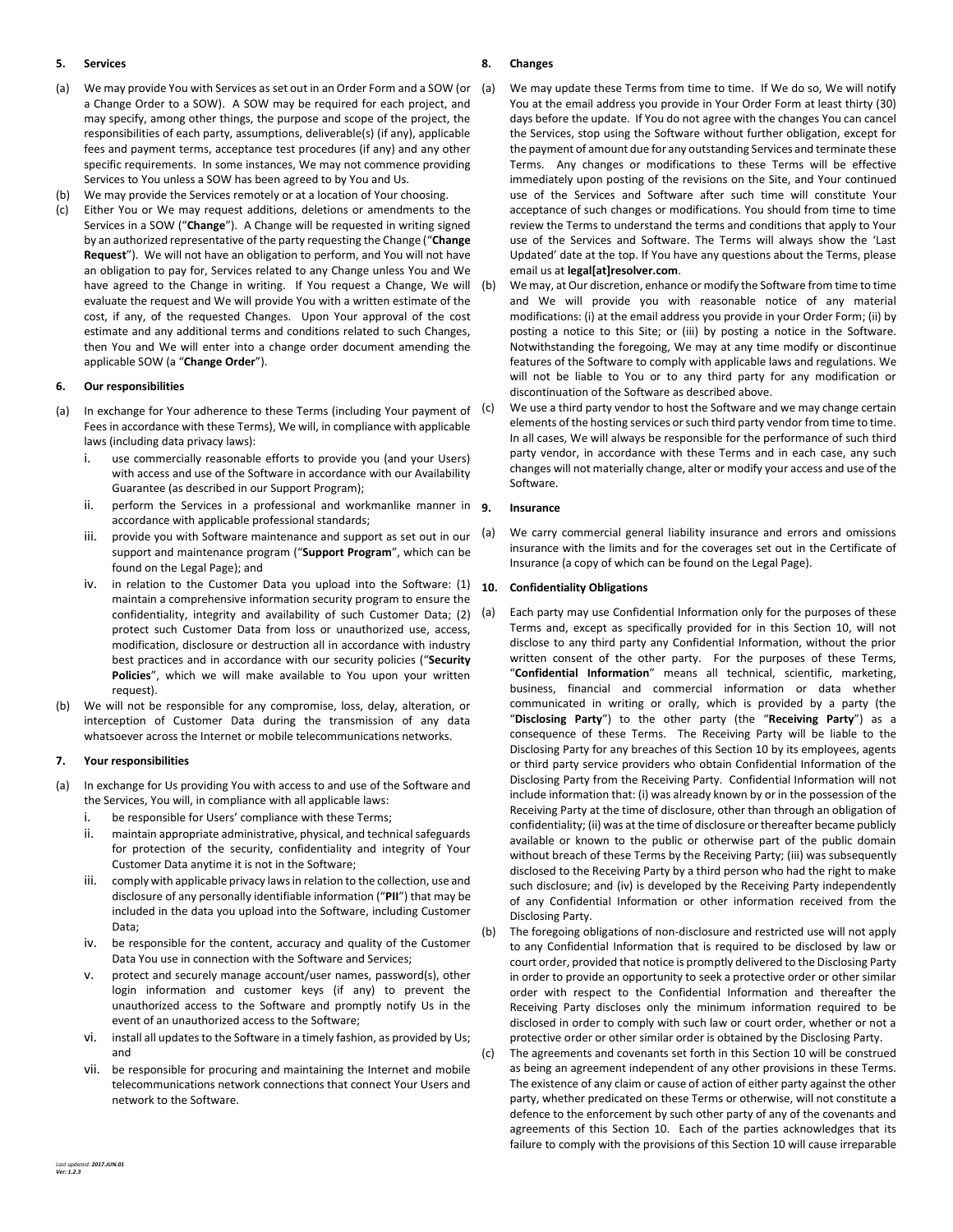## 5. Services

(a) We may provide You with Services as set out in an Order Form and a SOW (or a Change Order to a SOW). A SOW may be required for each project, and may specify, among other things, the purpose and scope of the project, the responsibilities of each party, assumptions, deliverable(s) (if any), applicable fees and payment terms, acceptance test procedures (if any) and any other specific requirements. In some instances, We may not commence providing Services to You unless a SOW has been agreed to by You and Us.

(b) We may provide the Services remotely or at a location of Your choosing.

(c) Either You or We may request additions, deletions or amendments to the Services in a SOW ("**Change**"). A Change will be requested in writing signed by an authorized representative of the party requesting the Change ("**Change Request**"). We will not have an obligation to perform, and You will not have an obligation to pay for, Services related to any Change unless You and We have agreed to the Change in writing. If You request a Change, We will evaluate the request and We will provide You with a written estimate of the cost, if any, of the requested Changes. Upon Your approval of the cost estimate and any additional terms and conditions related to such Changes, then You and We will enter into a change order document amending the applicable SOW (a "**Change Order**").

## 6. Our responsibilities

(a) In exchange for Your adherence to these Terms (including Your payment of Fees in accordance with these Terms), We will, in compliance with applicable laws (including data privacy laws):

i. use commercially reasonable efforts to provide you (and your Users) with access and use of the Software in accordance with our Availability Guarantee (as described in our Support Program);

ii. perform the Services in a professional and workmanlike manner in accordance with applicable professional standards;

iii. provide you with Software maintenance and support as set out in our support and maintenance program ("**Support Program**", which can be found on the Legal Page); and

iv. in relation to the Customer Data you upload into the Software: (1) maintain a comprehensive information security program to ensure the confidentiality, integrity and availability of such Customer Data; (2) protect such Customer Data from loss or unauthorized use, access, modification, disclosure or destruction all in accordance with industry best practices and in accordance with our security policies ("**Security Policies**", which we will make available to You upon your written request).

(b) We will not be responsible for any compromise, loss, delay, alteration, or interception of Customer Data during the transmission of any data whatsoever across the Internet or mobile telecommunications networks.

## 7. Your responsibilities

(a) In exchange for Us providing You with access to and use of the Software and the Services, You will, in compliance with all applicable laws:

i. be responsible for Users' compliance with these Terms;

ii. maintain appropriate administrative, physical, and technical safeguards for protection of the security, confidentiality and integrity of Your Customer Data anytime it is not in the Software;

iii. comply with applicable privacy laws in relation to the collection, use and disclosure of any personally identifiable information ("**PII**") that may be included in the data you upload into the Software, including Customer Data;

iv. be responsible for the content, accuracy and quality of the Customer Data You use in connection with the Software and Services;

v. protect and securely manage account/user names, password(s), other login information and customer keys (if any) to prevent the unauthorized access to the Software and promptly notify Us in the event of an unauthorized access to the Software;

vi. install all updates to the Software in a timely fashion, as provided by Us; and

vii. be responsible for procuring and maintaining the Internet and mobile telecommunications network connections that connect Your Users and network to the Software.

## 8. Changes

(a) We may update these Terms from time to time. If We do so, We will notify You at the email address you provide in Your Order Form at least thirty (30) days before the update. If You do not agree with the changes You can cancel the Services, stop using the Software without further obligation, except for the payment of amount due for any outstanding Services and terminate these Terms. Any changes or modifications to these Terms will be effective immediately upon posting of the revisions on the Site, and Your continued use of the Services and Software after such time will constitute Your acceptance of such changes or modifications. You should from time to time review the Terms to understand the terms and conditions that apply to Your use of the Services and Software. The Terms will always show the 'Last Updated' date at the top. If You have any questions about the Terms, please email us at **legal[at]resolver.com**.

(b) We may, at Our discretion, enhance or modify the Software from time to time and We will provide you with reasonable notice of any material modifications: (i) at the email address you provide in your Order Form; (ii) by posting a notice to this Site; or (iii) by posting a notice in the Software. Notwithstanding the foregoing, We may at any time modify or discontinue features of the Software to comply with applicable laws and regulations. We will not be liable to You or to any third party for any modification or discontinuation of the Software as described above.

(c) We use a third party vendor to host the Software and we may change certain elements of the hosting services or such third party vendor from time to time. In all cases, We will always be responsible for the performance of such third party vendor, in accordance with these Terms and in each case, any such changes will not materially change, alter or modify your access and use of the Software.

## 9. Insurance

(a) We carry commercial general liability insurance and errors and omissions insurance with the limits and for the coverages set out in the Certificate of Insurance (a copy of which can be found on the Legal Page).

## 10. Confidentiality Obligations

(a) Each party may use Confidential Information only for the purposes of these Terms and, except as specifically provided for in this Section 10, will not disclose to any third party any Confidential Information, without the prior written consent of the other party. For the purposes of these Terms, "**Confidential Information**" means all technical, scientific, marketing, business, financial and commercial information or data whether communicated in writing or orally, which is provided by a party (the "**Disclosing Party**") to the other party (the "**Receiving Party**") as a consequence of these Terms. The Receiving Party will be liable to the Disclosing Party for any breaches of this Section 10 by its employees, agents or third party service providers who obtain Confidential Information of the Disclosing Party from the Receiving Party. Confidential Information will not include information that: (i) was already known by or in the possession of the Receiving Party at the time of disclosure, other than through an obligation of confidentiality; (ii) was at the time of disclosure or thereafter became publicly available or known to the public or otherwise part of the public domain without breach of these Terms by the Receiving Party; (iii) was subsequently disclosed to the Receiving Party by a third person who had the right to make such disclosure; and (iv) is developed by the Receiving Party independently of any Confidential Information or other information received from the Disclosing Party.

(b) The foregoing obligations of non-disclosure and restricted use will not apply to any Confidential Information that is required to be disclosed by law or court order, provided that notice is promptly delivered to the Disclosing Party in order to provide an opportunity to seek a protective order or other similar order with respect to the Confidential Information and thereafter the Receiving Party discloses only the minimum information required to be disclosed in order to comply with such law or court order, whether or not a protective order or other similar order is obtained by the Disclosing Party.

(c) The agreements and covenants set forth in this Section 10 will be construed as being an agreement independent of any other provisions in these Terms. The existence of any claim or cause of action of either party against the other party, whether predicated on these Terms or otherwise, will not constitute a defence to the enforcement by such other party of any of the covenants and agreements of this Section 10. Each of the parties acknowledges that its failure to comply with the provisions of this Section 10 will cause irreparable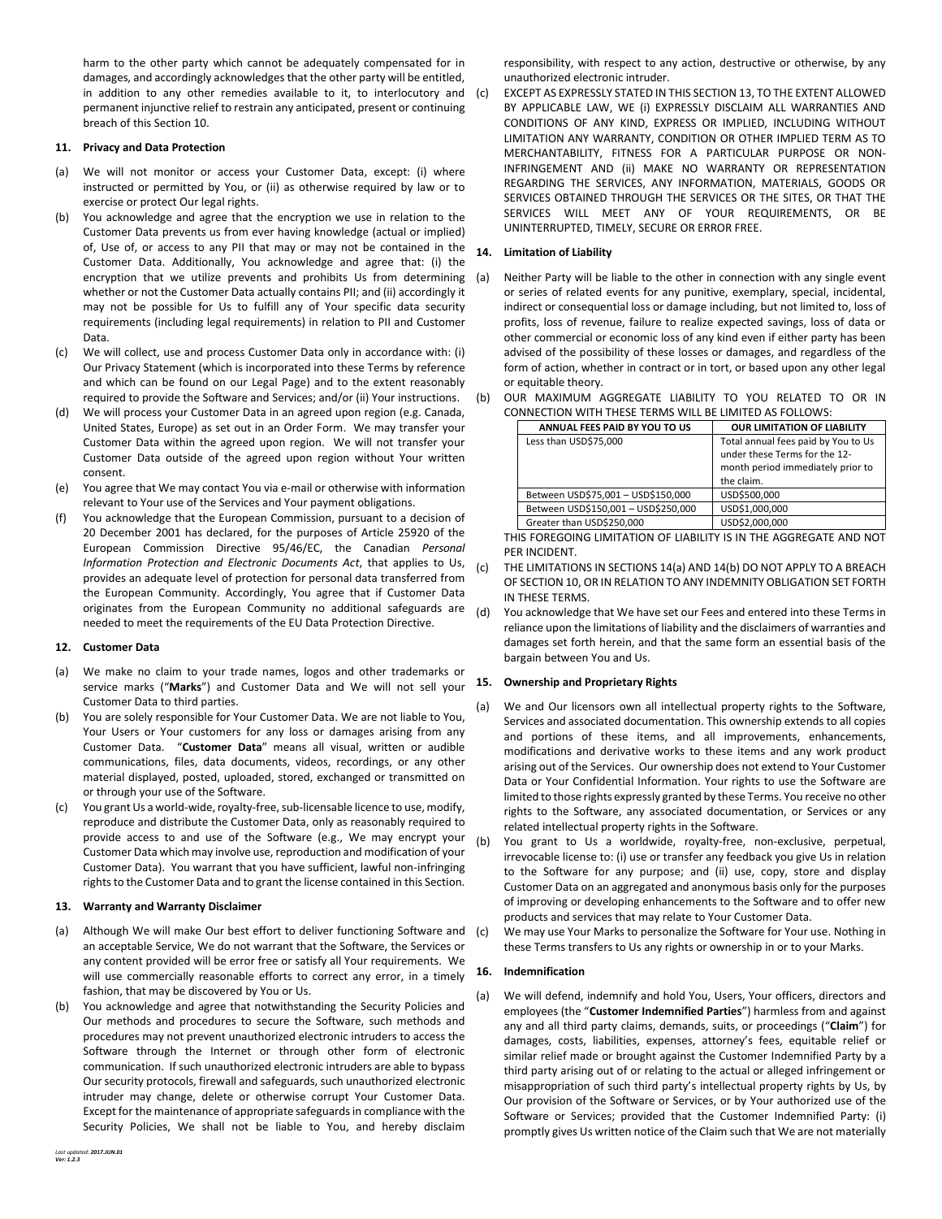harm to the other party which cannot be adequately compensated for in damages, and accordingly acknowledges that the other party will be entitled, in addition to any other remedies available to it, to interlocutory and permanent injunctive relief to restrain any anticipated, present or continuing breach of this Section 10.

## 11. Privacy and Data Protection

(a) We will not monitor or access your Customer Data, except: (i) where instructed or permitted by You, or (ii) as otherwise required by law or to exercise or protect Our legal rights.

(b) You acknowledge and agree that the encryption we use in relation to the Customer Data prevents us from ever having knowledge (actual or implied) of, Use of, or access to any PII that may or may not be contained in the Customer Data. Additionally, You acknowledge and agree that: (i) the encryption that we utilize prevents and prohibits Us from determining whether or not the Customer Data actually contains PII; and (ii) accordingly it may not be possible for Us to fulfill any of Your specific data security requirements (including legal requirements) in relation to PII and Customer Data.

(c) We will collect, use and process Customer Data only in accordance with: (i) Our Privacy Statement (which is incorporated into these Terms by reference and which can be found on our Legal Page) and to the extent reasonably required to provide the Software and Services; and/or (ii) Your instructions.

(d) We will process your Customer Data in an agreed upon region (e.g. Canada, United States, Europe) as set out in an Order Form. We may transfer your Customer Data within the agreed upon region. We will not transfer your Customer Data outside of the agreed upon region without Your written consent.

(e) You agree that We may contact You via e-mail or otherwise with information relevant to Your use of the Services and Your payment obligations.

(f) You acknowledge that the European Commission, pursuant to a decision of 20 December 2001 has declared, for the purposes of Article 25920 of the European Commission Directive 95/46/EC, the Canadian *Personal Information Protection and Electronic Documents Act*, that applies to Us, provides an adequate level of protection for personal data transferred from the European Community. Accordingly, You agree that if Customer Data originates from the European Community no additional safeguards are needed to meet the requirements of the EU Data Protection Directive.

## 12. Customer Data

(a) We make no claim to your trade names, logos and other trademarks or service marks ("**Marks**") and Customer Data and We will not sell your Customer Data to third parties.

(b) You are solely responsible for Your Customer Data. We are not liable to You, Your Users or Your customers for any loss or damages arising from any Customer Data. "**Customer Data**" means all visual, written or audible communications, files, data documents, videos, recordings, or any other material displayed, posted, uploaded, stored, exchanged or transmitted on or through your use of the Software.

(c) You grant Us a world-wide, royalty-free, sub-licensable licence to use, modify, reproduce and distribute the Customer Data, only as reasonably required to provide access to and use of the Software (e.g., We may encrypt your Customer Data which may involve use, reproduction and modification of your Customer Data). You warrant that you have sufficient, lawful non-infringing rights to the Customer Data and to grant the license contained in this Section.

## 13. Warranty and Warranty Disclaimer

(a) Although We will make Our best effort to deliver functioning Software and an acceptable Service, We do not warrant that the Software, the Services or any content provided will be error free or satisfy all Your requirements. We will use commercially reasonable efforts to correct any error, in a timely fashion, that may be discovered by You or Us.

(b) You acknowledge and agree that notwithstanding the Security Policies and Our methods and procedures to secure the Software, such methods and procedures may not prevent unauthorized electronic intruders to access the Software through the Internet or through other form of electronic communication. If such unauthorized electronic intruders are able to bypass Our security protocols, firewall and safeguards, such unauthorized electronic intruder may change, delete or otherwise corrupt Your Customer Data. Except for the maintenance of appropriate safeguards in compliance with the Security Policies, We shall not be liable to You, and hereby disclaim responsibility, with respect to any action, destructive or otherwise, by any unauthorized electronic intruder.

(c) EXCEPT AS EXPRESSLY STATED IN THIS SECTION 13, TO THE EXTENT ALLOWED BY APPLICABLE LAW, WE (i) EXPRESSLY DISCLAIM ALL WARRANTIES AND CONDITIONS OF ANY KIND, EXPRESS OR IMPLIED, INCLUDING WITHOUT LIMITATION ANY WARRANTY, CONDITION OR OTHER IMPLIED TERM AS TO MERCHANTABILITY, FITNESS FOR A PARTICULAR PURPOSE OR NON-INFRINGEMENT AND (ii) MAKE NO WARRANTY OR REPRESENTATION REGARDING THE SERVICES, ANY INFORMATION, MATERIALS, GOODS OR SERVICES OBTAINED THROUGH THE SERVICES OR THE SITES, OR THAT THE SERVICES WILL MEET ANY OF YOUR REQUIREMENTS, OR BE UNINTERRUPTED, TIMELY, SECURE OR ERROR FREE.

## 14. Limitation of Liability

(a) Neither Party will be liable to the other in connection with any single event or series of related events for any punitive, exemplary, special, incidental, indirect or consequential loss or damage including, but not limited to, loss of profits, loss of revenue, failure to realize expected savings, loss of data or other commercial or economic loss of any kind even if either party has been advised of the possibility of these losses or damages, and regardless of the form of action, whether in contract or in tort, or based upon any other legal or equitable theory.

(b) OUR MAXIMUM AGGREGATE LIABILITY TO YOU RELATED TO OR IN CONNECTION WITH THESE TERMS WILL BE LIMITED AS FOLLOWS:

| ANNUAL FEES PAID BY YOU TO US | OUR LIMITATION OF LIABILITY |
|---|---|
| Less than USD$75,000 | Total annual fees paid by You to Us under these Terms for the 12-month period immediately prior to the claim. |
| Between USD$75,001 – USD$150,000 | USD$500,000 |
| Between USD$150,001 – USD$250,000 | USD$1,000,000 |
| Greater than USD$250,000 | USD$2,000,000 |

THIS FOREGOING LIMITATION OF LIABILITY IS IN THE AGGREGATE AND NOT PER INCIDENT.

(c) THE LIMITATIONS IN SECTIONS 14(a) AND 14(b) DO NOT APPLY TO A BREACH OF SECTION 10, OR IN RELATION TO ANY INDEMNITY OBLIGATION SET FORTH IN THESE TERMS.

(d) You acknowledge that We have set our Fees and entered into these Terms in reliance upon the limitations of liability and the disclaimers of warranties and damages set forth herein, and that the same form an essential basis of the bargain between You and Us.

## 15. Ownership and Proprietary Rights

(a) We and Our licensors own all intellectual property rights to the Software, Services and associated documentation. This ownership extends to all copies and portions of these items, and all improvements, enhancements, modifications and derivative works to these items and any work product arising out of the Services. Our ownership does not extend to Your Customer Data or Your Confidential Information. Your rights to use the Software are limited to those rights expressly granted by these Terms. You receive no other rights to the Software, any associated documentation, or Services or any related intellectual property rights in the Software.

(b) You grant to Us a worldwide, royalty-free, non-exclusive, perpetual, irrevocable license to: (i) use or transfer any feedback you give Us in relation to the Software for any purpose; and (ii) use, copy, store and display Customer Data on an aggregated and anonymous basis only for the purposes of improving or developing enhancements to the Software and to offer new products and services that may relate to Your Customer Data.

(c) We may use Your Marks to personalize the Software for Your use. Nothing in these Terms transfers to Us any rights or ownership in or to your Marks.

## 16. Indemnification

(a) We will defend, indemnify and hold You, Users, Your officers, directors and employees (the "**Customer Indemnified Parties**") harmless from and against any and all third party claims, demands, suits, or proceedings ("**Claim**") for damages, costs, liabilities, expenses, attorney's fees, equitable relief or similar relief made or brought against the Customer Indemnified Party by a third party arising out of or relating to the actual or alleged infringement or misappropriation of such third party's intellectual property rights by Us, by Our provision of the Software or Services, or by Your authorized use of the Software or Services; provided that the Customer Indemnified Party: (i) promptly gives Us written notice of the Claim such that We are not materially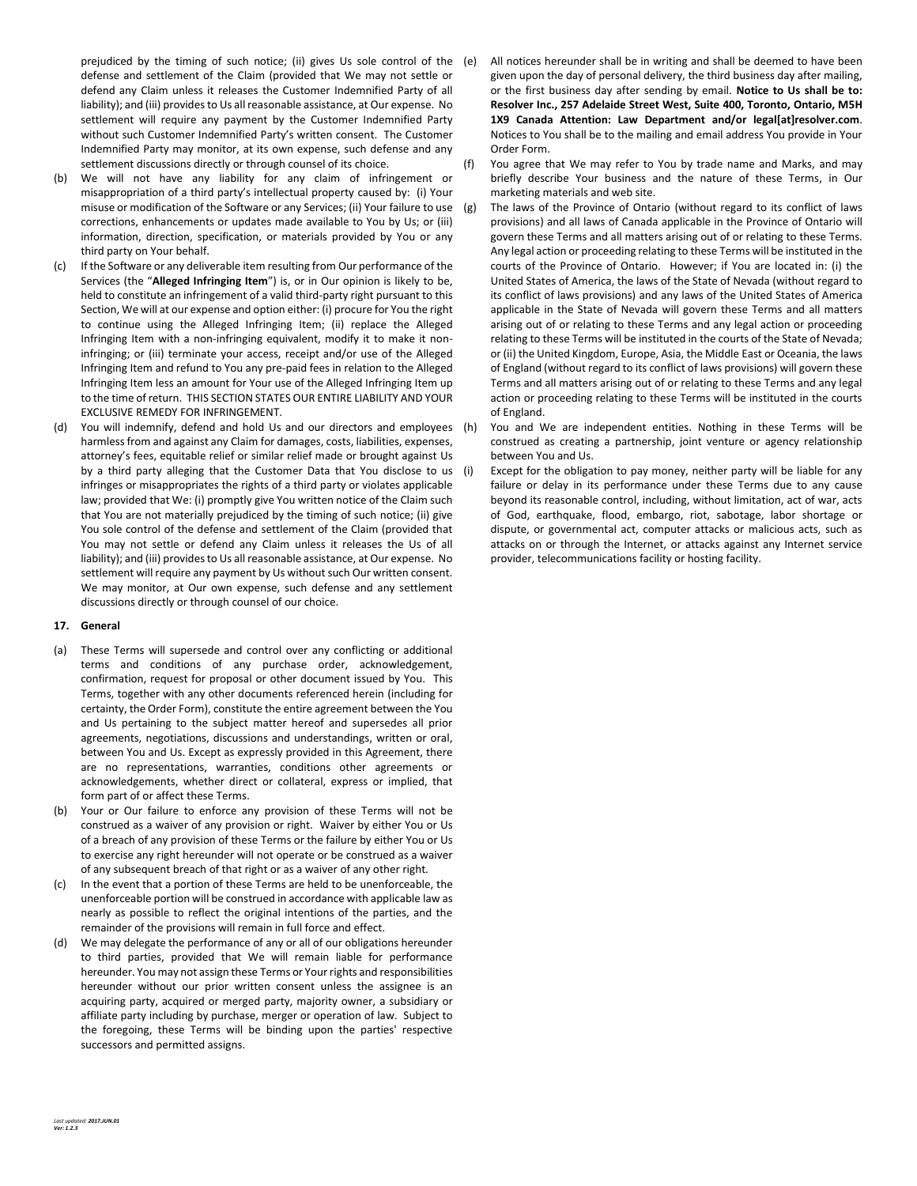prejudiced by the timing of such notice; (ii) gives Us sole control of the defense and settlement of the Claim (provided that We may not settle or defend any Claim unless it releases the Customer Indemnified Party of all liability); and (iii) provides to Us all reasonable assistance, at Our expense. No settlement will require any payment by the Customer Indemnified Party without such Customer Indemnified Party's written consent. The Customer Indemnified Party may monitor, at its own expense, such defense and any settlement discussions directly or through counsel of its choice.

(b) We will not have any liability for any claim of infringement or misappropriation of a third party's intellectual property caused by: (i) Your misuse or modification of the Software or any Services; (ii) Your failure to use corrections, enhancements or updates made available to You by Us; or (iii) information, direction, specification, or materials provided by You or any third party on Your behalf.

(c) If the Software or any deliverable item resulting from Our performance of the Services (the "**Alleged Infringing Item**") is, or in Our opinion is likely to be, held to constitute an infringement of a valid third-party right pursuant to this Section, We will at our expense and option either: (i) procure for You the right to continue using the Alleged Infringing Item; (ii) replace the Alleged Infringing Item with a non-infringing equivalent, modify it to make it non-infringing; or (iii) terminate your access, receipt and/or use of the Alleged Infringing Item and refund to You any pre-paid fees in relation to the Alleged Infringing Item less an amount for Your use of the Alleged Infringing Item up to the time of return. THIS SECTION STATES OUR ENTIRE LIABILITY AND YOUR EXCLUSIVE REMEDY FOR INFRINGEMENT.

(d) You will indemnify, defend and hold Us and our directors and employees harmless from and against any Claim for damages, costs, liabilities, expenses, attorney's fees, equitable relief or similar relief made or brought against Us by a third party alleging that the Customer Data that You disclose to us infringes or misappropriates the rights of a third party or violates applicable law; provided that We: (i) promptly give You written notice of the Claim such that You are not materially prejudiced by the timing of such notice; (ii) give You sole control of the defense and settlement of the Claim (provided that You may not settle or defend any Claim unless it releases the Us of all liability); and (iii) provides to Us all reasonable assistance, at Our expense. No settlement will require any payment by Us without such Our written consent. We may monitor, at Our own expense, such defense and any settlement discussions directly or through counsel of our choice.

**17. General**

(a) These Terms will supersede and control over any conflicting or additional terms and conditions of any purchase order, acknowledgement, confirmation, request for proposal or other document issued by You. This Terms, together with any other documents referenced herein (including for certainty, the Order Form), constitute the entire agreement between the You and Us pertaining to the subject matter hereof and supersedes all prior agreements, negotiations, discussions and understandings, written or oral, between You and Us. Except as expressly provided in this Agreement, there are no representations, warranties, conditions other agreements or acknowledgements, whether direct or collateral, express or implied, that form part of or affect these Terms.

(b) Your or Our failure to enforce any provision of these Terms will not be construed as a waiver of any provision or right. Waiver by either You or Us of a breach of any provision of these Terms or the failure by either You or Us to exercise any right hereunder will not operate or be construed as a waiver of any subsequent breach of that right or as a waiver of any other right.

(c) In the event that a portion of these Terms are held to be unenforceable, the unenforceable portion will be construed in accordance with applicable law as nearly as possible to reflect the original intentions of the parties, and the remainder of the provisions will remain in full force and effect.

(d) We may delegate the performance of any or all of our obligations hereunder to third parties, provided that We will remain liable for performance hereunder. You may not assign these Terms or Your rights and responsibilities hereunder without our prior written consent unless the assignee is an acquiring party, acquired or merged party, majority owner, a subsidiary or affiliate party including by purchase, merger or operation of law. Subject to the foregoing, these Terms will be binding upon the parties' respective successors and permitted assigns.

(e) All notices hereunder shall be in writing and shall be deemed to have been given upon the day of personal delivery, the third business day after mailing, or the first business day after sending by email. **Notice to Us shall be to: Resolver Inc., 257 Adelaide Street West, Suite 400, Toronto, Ontario, M5H 1X9 Canada Attention: Law Department and/or legal[at]resolver.com**. Notices to You shall be to the mailing and email address You provide in Your Order Form.

(f) You agree that We may refer to You by trade name and Marks, and may briefly describe Your business and the nature of these Terms, in Our marketing materials and web site.

(g) The laws of the Province of Ontario (without regard to its conflict of laws provisions) and all laws of Canada applicable in the Province of Ontario will govern these Terms and all matters arising out of or relating to these Terms. Any legal action or proceeding relating to these Terms will be instituted in the courts of the Province of Ontario. However; if You are located in: (i) the United States of America, the laws of the State of Nevada (without regard to its conflict of laws provisions) and any laws of the United States of America applicable in the State of Nevada will govern these Terms and all matters arising out of or relating to these Terms and any legal action or proceeding relating to these Terms will be instituted in the courts of the State of Nevada; or (ii) the United Kingdom, Europe, Asia, the Middle East or Oceania, the laws of England (without regard to its conflict of laws provisions) will govern these Terms and all matters arising out of or relating to these Terms and any legal action or proceeding relating to these Terms will be instituted in the courts of England.

(h) You and We are independent entities. Nothing in these Terms will be construed as creating a partnership, joint venture or agency relationship between You and Us.

(i) Except for the obligation to pay money, neither party will be liable for any failure or delay in its performance under these Terms due to any cause beyond its reasonable control, including, without limitation, act of war, acts of God, earthquake, flood, embargo, riot, sabotage, labor shortage or dispute, or governmental act, computer attacks or malicious acts, such as attacks on or through the Internet, or attacks against any Internet service provider, telecommunications facility or hosting facility.

*Last updated: **2017.JUN.01***
***Ver: 1.2.3***